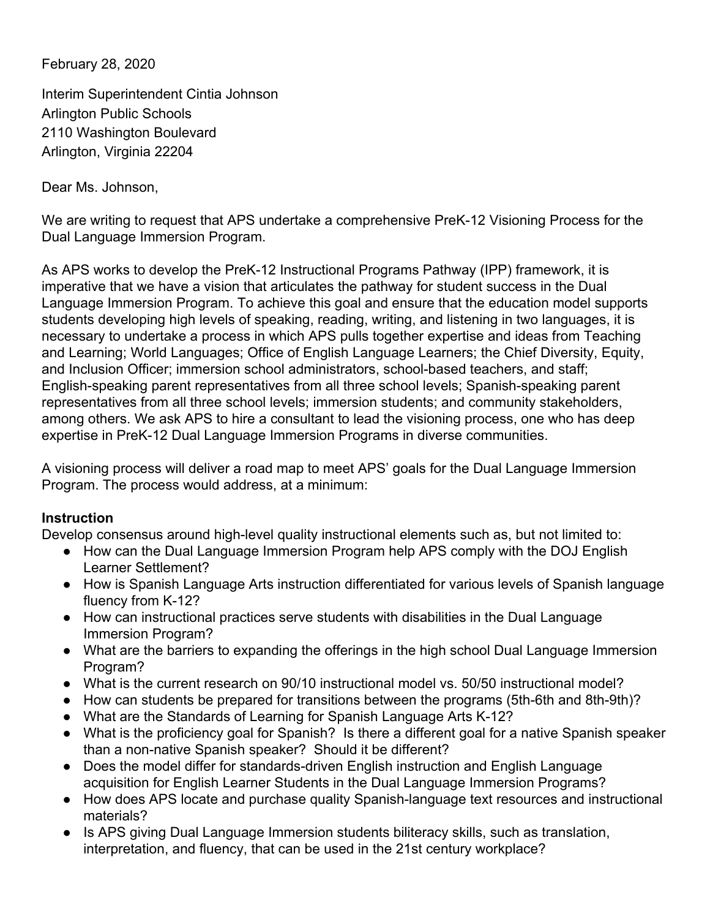February 28, 2020

Interim Superintendent Cintia Johnson
Arlington Public Schools
2110 Washington Boulevard
Arlington, Virginia 22204

Dear Ms. Johnson,

We are writing to request that APS undertake a comprehensive PreK-12 Visioning Process for the Dual Language Immersion Program.

As APS works to develop the PreK-12 Instructional Programs Pathway (IPP) framework, it is imperative that we have a vision that articulates the pathway for student success in the Dual Language Immersion Program. To achieve this goal and ensure that the education model supports students developing high levels of speaking, reading, writing, and listening in two languages, it is necessary to undertake a process in which APS pulls together expertise and ideas from Teaching and Learning; World Languages; Office of English Language Learners; the Chief Diversity, Equity, and Inclusion Officer; immersion school administrators, school-based teachers, and staff; English-speaking parent representatives from all three school levels; Spanish-speaking parent representatives from all three school levels; immersion students; and community stakeholders, among others. We ask APS to hire a consultant to lead the visioning process, one who has deep expertise in PreK-12 Dual Language Immersion Programs in diverse communities.

A visioning process will deliver a road map to meet APS' goals for the Dual Language Immersion Program. The process would address, at a minimum:

**Instruction**
Develop consensus around high-level quality instructional elements such as, but not limited to:

- How can the Dual Language Immersion Program help APS comply with the DOJ English Learner Settlement?
- How is Spanish Language Arts instruction differentiated for various levels of Spanish language fluency from K-12?
- How can instructional practices serve students with disabilities in the Dual Language Immersion Program?
- What are the barriers to expanding the offerings in the high school Dual Language Immersion Program?
- What is the current research on 90/10 instructional model vs. 50/50 instructional model?
- How can students be prepared for transitions between the programs (5th-6th and 8th-9th)?
- What are the Standards of Learning for Spanish Language Arts K-12?
- What is the proficiency goal for Spanish? Is there a different goal for a native Spanish speaker than a non-native Spanish speaker? Should it be different?
- Does the model differ for standards-driven English instruction and English Language acquisition for English Learner Students in the Dual Language Immersion Programs?
- How does APS locate and purchase quality Spanish-language text resources and instructional materials?
- Is APS giving Dual Language Immersion students biliteracy skills, such as translation, interpretation, and fluency, that can be used in the 21st century workplace?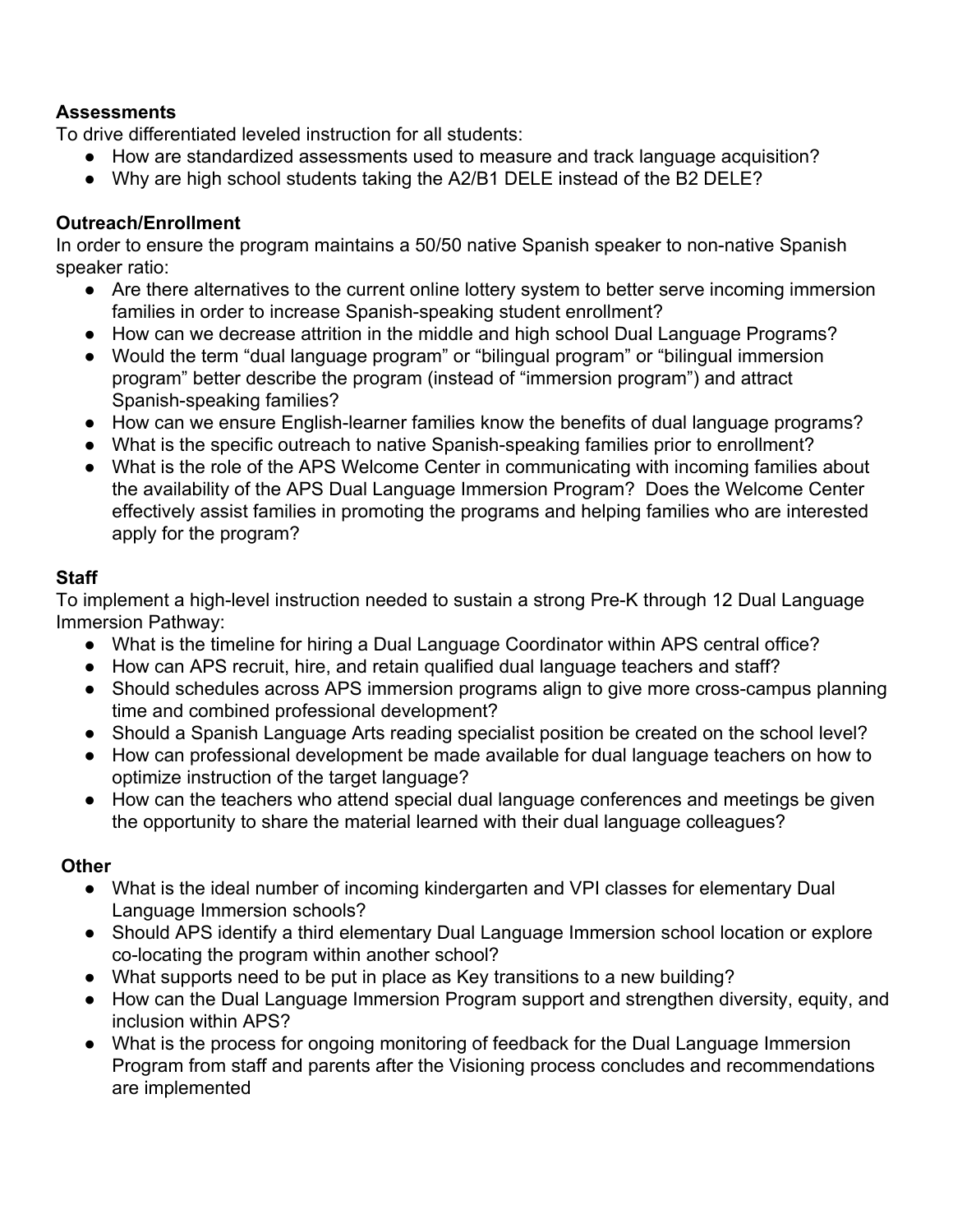**Assessments**

To drive differentiated leveled instruction for all students:

- How are standardized assessments used to measure and track language acquisition?
- Why are high school students taking the A2/B1 DELE instead of the B2 DELE?

**Outreach/Enrollment**

In order to ensure the program maintains a 50/50 native Spanish speaker to non-native Spanish speaker ratio:

- Are there alternatives to the current online lottery system to better serve incoming immersion families in order to increase Spanish-speaking student enrollment?
- How can we decrease attrition in the middle and high school Dual Language Programs?
- Would the term "dual language program" or "bilingual program" or "bilingual immersion program" better describe the program (instead of "immersion program") and attract Spanish-speaking families?
- How can we ensure English-learner families know the benefits of dual language programs?
- What is the specific outreach to native Spanish-speaking families prior to enrollment?
- What is the role of the APS Welcome Center in communicating with incoming families about the availability of the APS Dual Language Immersion Program? Does the Welcome Center effectively assist families in promoting the programs and helping families who are interested apply for the program?

**Staff**

To implement a high-level instruction needed to sustain a strong Pre-K through 12 Dual Language Immersion Pathway:

- What is the timeline for hiring a Dual Language Coordinator within APS central office?
- How can APS recruit, hire, and retain qualified dual language teachers and staff?
- Should schedules across APS immersion programs align to give more cross-campus planning time and combined professional development?
- Should a Spanish Language Arts reading specialist position be created on the school level?
- How can professional development be made available for dual language teachers on how to optimize instruction of the target language?
- How can the teachers who attend special dual language conferences and meetings be given the opportunity to share the material learned with their dual language colleagues?

**Other**

- What is the ideal number of incoming kindergarten and VPI classes for elementary Dual Language Immersion schools?
- Should APS identify a third elementary Dual Language Immersion school location or explore co-locating the program within another school?
- What supports need to be put in place as Key transitions to a new building?
- How can the Dual Language Immersion Program support and strengthen diversity, equity, and inclusion within APS?
- What is the process for ongoing monitoring of feedback for the Dual Language Immersion Program from staff and parents after the Visioning process concludes and recommendations are implemented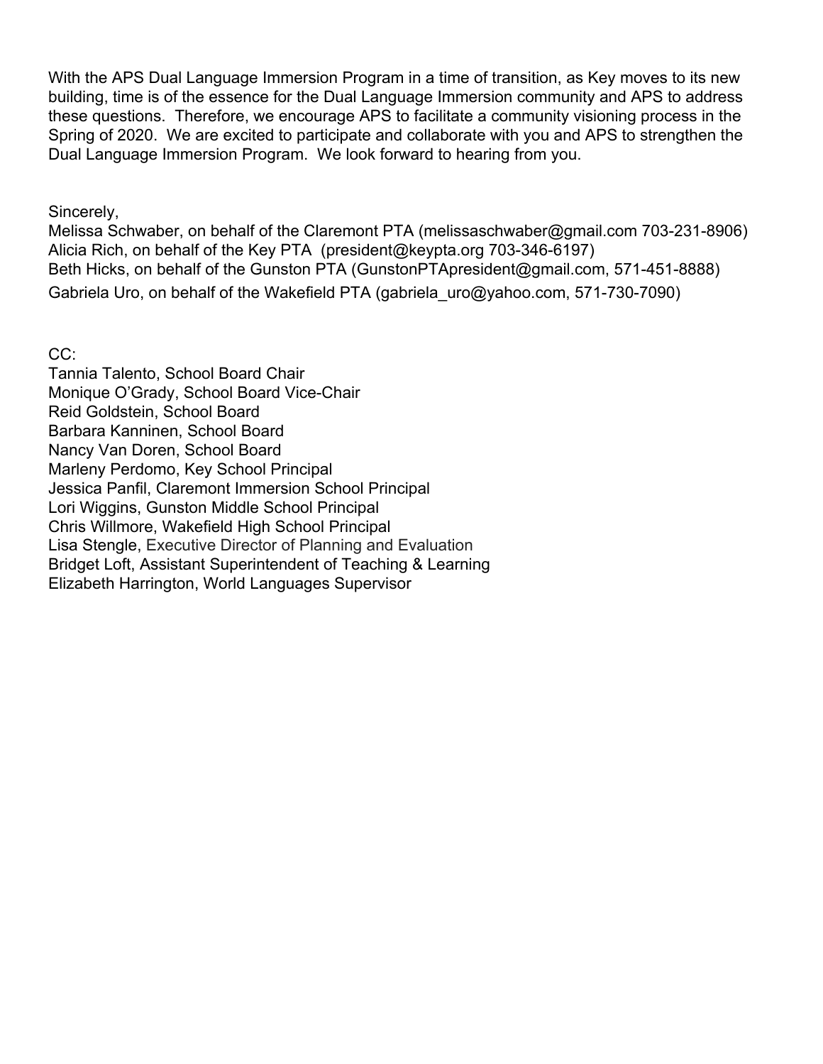With the APS Dual Language Immersion Program in a time of transition, as Key moves to its new building, time is of the essence for the Dual Language Immersion community and APS to address these questions. Therefore, we encourage APS to facilitate a community visioning process in the Spring of 2020. We are excited to participate and collaborate with you and APS to strengthen the Dual Language Immersion Program. We look forward to hearing from you.

Sincerely,
Melissa Schwaber, on behalf of the Claremont PTA (melissaschwaber@gmail.com 703-231-8906)
Alicia Rich, on behalf of the Key PTA (president@keypta.org 703-346-6197)
Beth Hicks, on behalf of the Gunston PTA (GunstonPTApresident@gmail.com, 571-451-8888)
Gabriela Uro, on behalf of the Wakefield PTA (gabriela_uro@yahoo.com, 571-730-7090)

CC:
Tannia Talento, School Board Chair
Monique O'Grady, School Board Vice-Chair
Reid Goldstein, School Board
Barbara Kanninen, School Board
Nancy Van Doren, School Board
Marleny Perdomo, Key School Principal
Jessica Panfil, Claremont Immersion School Principal
Lori Wiggins, Gunston Middle School Principal
Chris Willmore, Wakefield High School Principal
Lisa Stengle, Executive Director of Planning and Evaluation
Bridget Loft, Assistant Superintendent of Teaching & Learning
Elizabeth Harrington, World Languages Supervisor